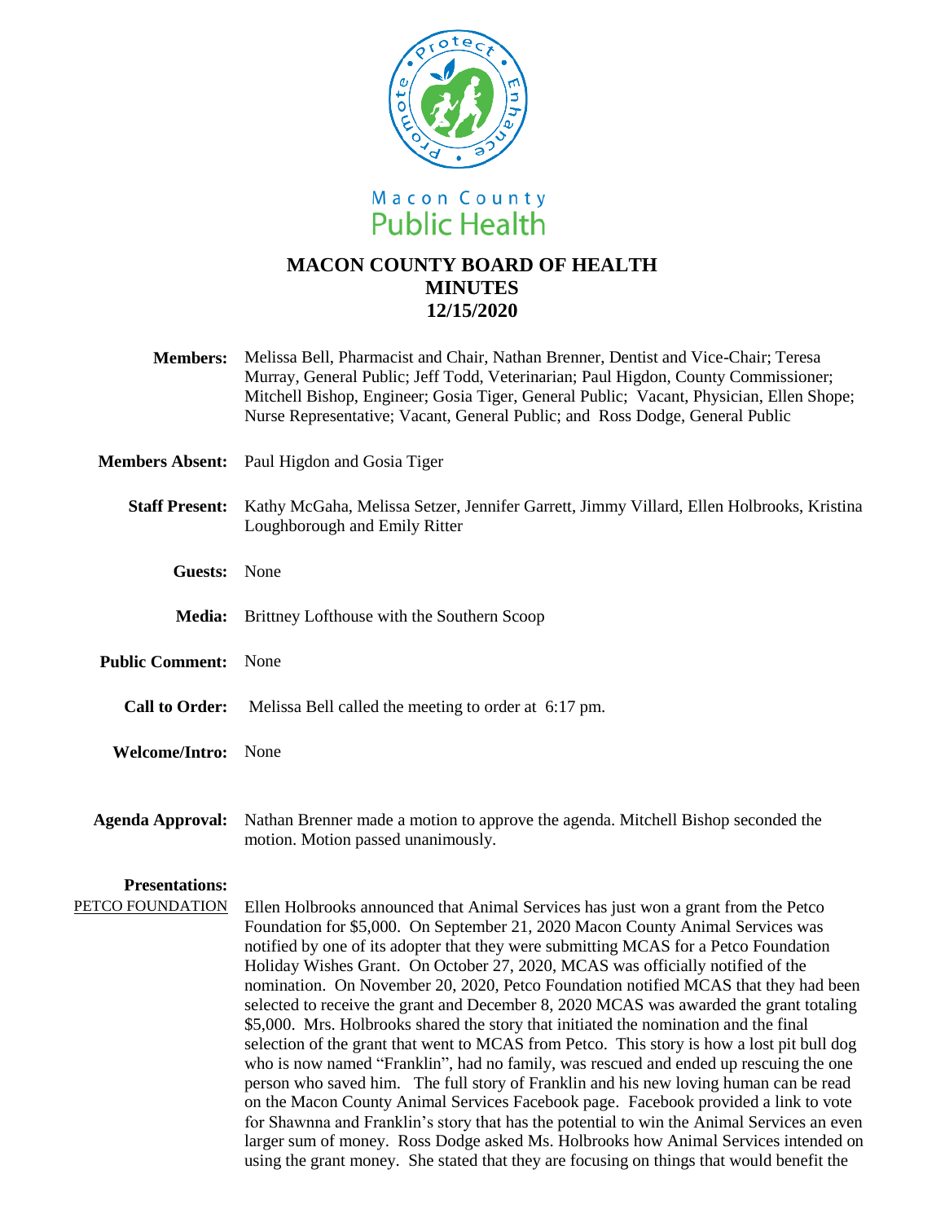Macon County
Public Health

# MACON COUNTY BOARD OF HEALTH MINUTES 12/15/2020

**Members:** Melissa Bell, Pharmacist and Chair, Nathan Brenner, Dentist and Vice-Chair; Teresa Murray, General Public; Jeff Todd, Veterinarian; Paul Higdon, County Commissioner; Mitchell Bishop, Engineer; Gosia Tiger, General Public; Vacant, Physician, Ellen Shope; Nurse Representative; Vacant, General Public; and Ross Dodge, General Public

**Members Absent:** Paul Higdon and Gosia Tiger

**Staff Present:** Kathy McGaha, Melissa Setzer, Jennifer Garrett, Jimmy Villard, Ellen Holbrooks, Kristina Loughborough and Emily Ritter

**Guests:** None

**Media:** Brittney Lofthouse with the Southern Scoop

**Public Comment:** None

**Call to Order:** Melissa Bell called the meeting to order at 6:17 pm.

**Welcome/Intro:** None

**Agenda Approval:** Nathan Brenner made a motion to approve the agenda. Mitchell Bishop seconded the motion. Motion passed unanimously.

**Presentations:**

PETCO FOUNDATION

Ellen Holbrooks announced that Animal Services has just won a grant from the Petco Foundation for $5,000. On September 21, 2020 Macon County Animal Services was notified by one of its adopter that they were submitting MCAS for a Petco Foundation Holiday Wishes Grant. On October 27, 2020, MCAS was officially notified of the nomination. On November 20, 2020, Petco Foundation notified MCAS that they had been selected to receive the grant and December 8, 2020 MCAS was awarded the grant totaling $5,000. Mrs. Holbrooks shared the story that initiated the nomination and the final selection of the grant that went to MCAS from Petco. This story is how a lost pit bull dog who is now named "Franklin", had no family, was rescued and ended up rescuing the one person who saved him. The full story of Franklin and his new loving human can be read on the Macon County Animal Services Facebook page. Facebook provided a link to vote for Shawnna and Franklin's story that has the potential to win the Animal Services an even larger sum of money. Ross Dodge asked Ms. Holbrooks how Animal Services intended on using the grant money. She stated that they are focusing on things that would benefit the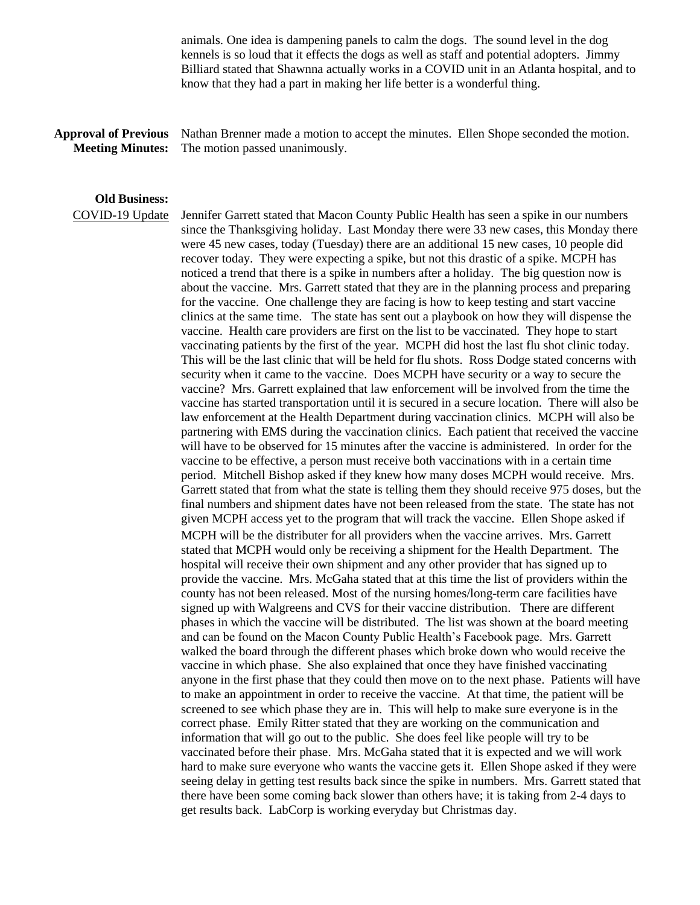animals. One idea is dampening panels to calm the dogs. The sound level in the dog kennels is so loud that it effects the dogs as well as staff and potential adopters. Jimmy Billiard stated that Shawnna actually works in a COVID unit in an Atlanta hospital, and to know that they had a part in making her life better is a wonderful thing.

**Approval of Previous Meeting Minutes:** Nathan Brenner made a motion to accept the minutes. Ellen Shope seconded the motion. The motion passed unanimously.

**Old Business:**

COVID-19 Update Jennifer Garrett stated that Macon County Public Health has seen a spike in our numbers since the Thanksgiving holiday. Last Monday there were 33 new cases, this Monday there were 45 new cases, today (Tuesday) there are an additional 15 new cases, 10 people did recover today. They were expecting a spike, but not this drastic of a spike. MCPH has noticed a trend that there is a spike in numbers after a holiday. The big question now is about the vaccine. Mrs. Garrett stated that they are in the planning process and preparing for the vaccine. One challenge they are facing is how to keep testing and start vaccine clinics at the same time. The state has sent out a playbook on how they will dispense the vaccine. Health care providers are first on the list to be vaccinated. They hope to start vaccinating patients by the first of the year. MCPH did host the last flu shot clinic today. This will be the last clinic that will be held for flu shots. Ross Dodge stated concerns with security when it came to the vaccine. Does MCPH have security or a way to secure the vaccine? Mrs. Garrett explained that law enforcement will be involved from the time the vaccine has started transportation until it is secured in a secure location. There will also be law enforcement at the Health Department during vaccination clinics. MCPH will also be partnering with EMS during the vaccination clinics. Each patient that received the vaccine will have to be observed for 15 minutes after the vaccine is administered. In order for the vaccine to be effective, a person must receive both vaccinations with in a certain time period. Mitchell Bishop asked if they knew how many doses MCPH would receive. Mrs. Garrett stated that from what the state is telling them they should receive 975 doses, but the final numbers and shipment dates have not been released from the state. The state has not given MCPH access yet to the program that will track the vaccine. Ellen Shope asked if MCPH will be the distributer for all providers when the vaccine arrives. Mrs. Garrett stated that MCPH would only be receiving a shipment for the Health Department. The hospital will receive their own shipment and any other provider that has signed up to provide the vaccine. Mrs. McGaha stated that at this time the list of providers within the county has not been released. Most of the nursing homes/long-term care facilities have signed up with Walgreens and CVS for their vaccine distribution. There are different phases in which the vaccine will be distributed. The list was shown at the board meeting and can be found on the Macon County Public Health's Facebook page. Mrs. Garrett walked the board through the different phases which broke down who would receive the vaccine in which phase. She also explained that once they have finished vaccinating anyone in the first phase that they could then move on to the next phase. Patients will have to make an appointment in order to receive the vaccine. At that time, the patient will be screened to see which phase they are in. This will help to make sure everyone is in the correct phase. Emily Ritter stated that they are working on the communication and information that will go out to the public. She does feel like people will try to be vaccinated before their phase. Mrs. McGaha stated that it is expected and we will work hard to make sure everyone who wants the vaccine gets it. Ellen Shope asked if they were seeing delay in getting test results back since the spike in numbers. Mrs. Garrett stated that there have been some coming back slower than others have; it is taking from 2-4 days to get results back. LabCorp is working everyday but Christmas day.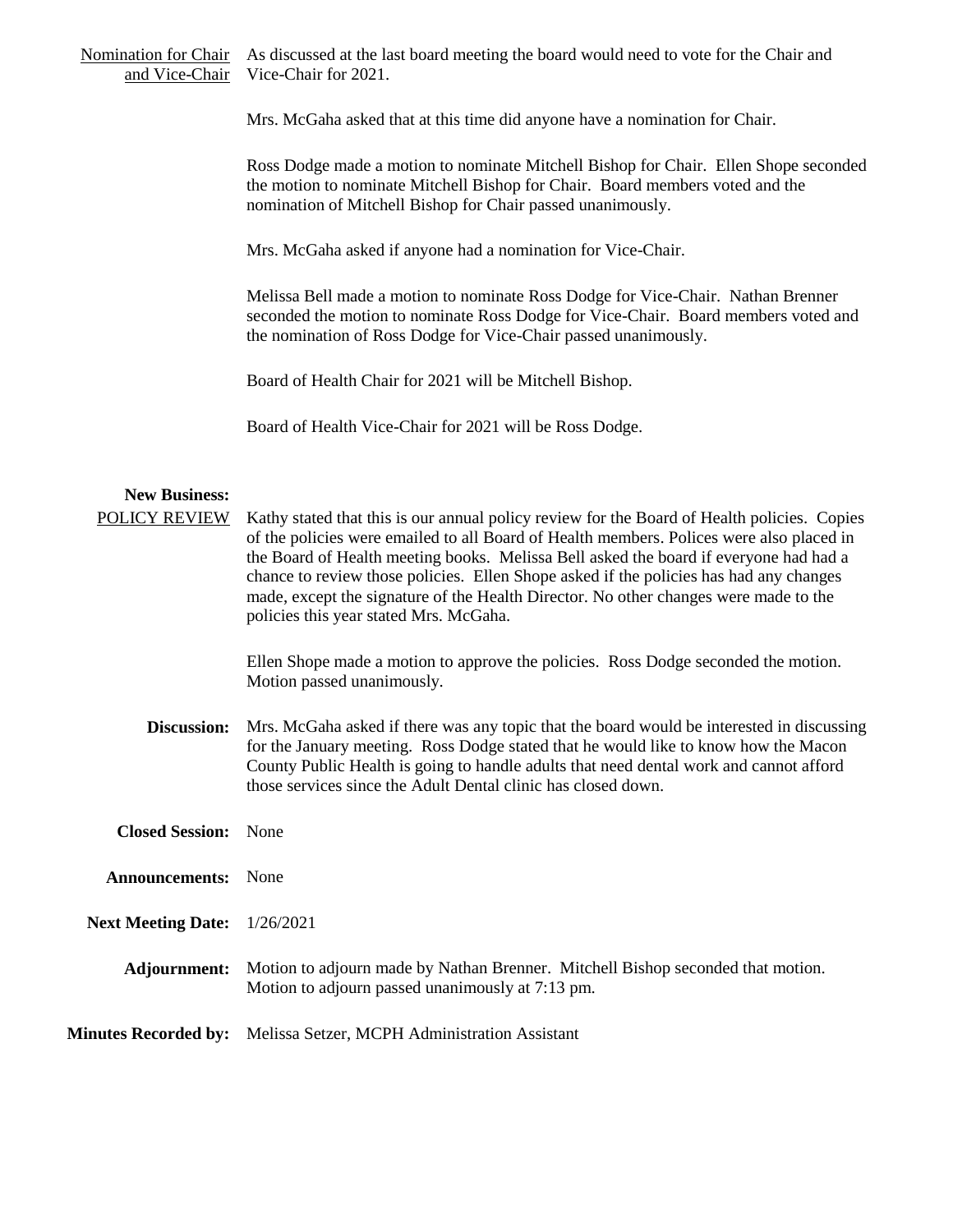<u>Nomination for Chair and Vice-Chair</u>

As discussed at the last board meeting the board would need to vote for the Chair and Vice-Chair for 2021.

Mrs. McGaha asked that at this time did anyone have a nomination for Chair.

Ross Dodge made a motion to nominate Mitchell Bishop for Chair. Ellen Shope seconded the motion to nominate Mitchell Bishop for Chair. Board members voted and the nomination of Mitchell Bishop for Chair passed unanimously.

Mrs. McGaha asked if anyone had a nomination for Vice-Chair.

Melissa Bell made a motion to nominate Ross Dodge for Vice-Chair. Nathan Brenner seconded the motion to nominate Ross Dodge for Vice-Chair. Board members voted and the nomination of Ross Dodge for Vice-Chair passed unanimously.

Board of Health Chair for 2021 will be Mitchell Bishop.

Board of Health Vice-Chair for 2021 will be Ross Dodge.

**New Business:**

<u>POLICY REVIEW</u>

Kathy stated that this is our annual policy review for the Board of Health policies. Copies of the policies were emailed to all Board of Health members. Polices were also placed in the Board of Health meeting books. Melissa Bell asked the board if everyone had had a chance to review those policies. Ellen Shope asked if the policies has had any changes made, except the signature of the Health Director. No other changes were made to the policies this year stated Mrs. McGaha.

Ellen Shope made a motion to approve the policies. Ross Dodge seconded the motion. Motion passed unanimously.

**Discussion:** Mrs. McGaha asked if there was any topic that the board would be interested in discussing for the January meeting. Ross Dodge stated that he would like to know how the Macon County Public Health is going to handle adults that need dental work and cannot afford those services since the Adult Dental clinic has closed down.

**Closed Session:** None

**Announcements:** None

**Next Meeting Date:** 1/26/2021

**Adjournment:** Motion to adjourn made by Nathan Brenner. Mitchell Bishop seconded that motion. Motion to adjourn passed unanimously at 7:13 pm.

**Minutes Recorded by:** Melissa Setzer, MCPH Administration Assistant